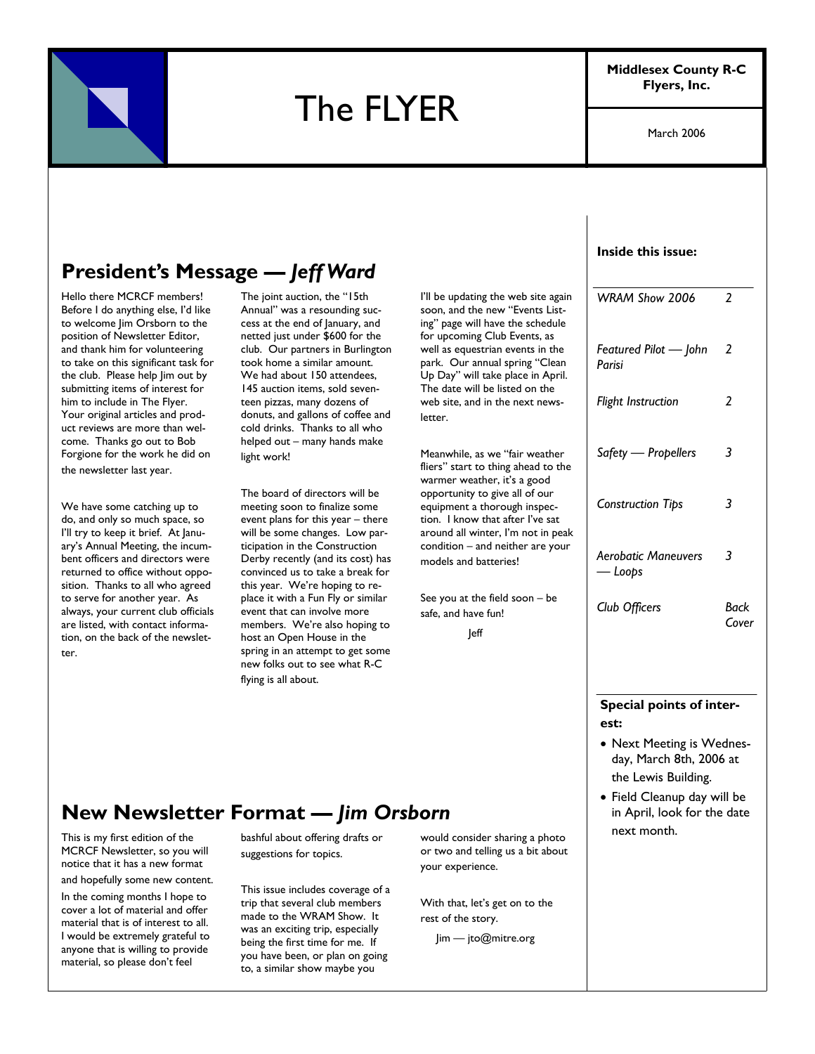# The FLYER

**Middlesex County R-C Flyers, Inc.**

March 2006

## President's Message — *Jeff Ward*

Hello there MCRCF members! Before I do anything else, I'd like to welcome Jim Orsborn to the position of Newsletter Editor, and thank him for volunteering to take on this significant task for the club. Please help Jim out by submitting items of interest for him to include in The Flyer. Your original articles and product reviews are more than welcome. Thanks go out to Bob Forgione for the work he did on the newsletter last year.

We have some catching up to do, and only so much space, so I'll try to keep it brief. At January's Annual Meeting, the incumbent officers and directors were returned to office without opposition. Thanks to all who agreed to serve for another year. As always, your current club officials are listed, with contact information, on the back of the newsletter.

The joint auction, the "15th Annual" was a resounding success at the end of January, and netted just under $600 for the club. Our partners in Burlington took home a similar amount. We had about 150 attendees, 145 auction items, sold seventeen pizzas, many dozens of donuts, and gallons of coffee and cold drinks. Thanks to all who helped out – many hands make light work!

The board of directors will be meeting soon to finalize some event plans for this year – there will be some changes. Low participation in the Construction Derby recently (and its cost) has convinced us to take a break for this year. We're hoping to replace it with a Fun Fly or similar event that can involve more members. We're also hoping to host an Open House in the spring in an attempt to get some new folks out to see what R-C flying is all about.

I'll be updating the web site again soon, and the new "Events Listing" page will have the schedule for upcoming Club Events, as well as equestrian events in the park. Our annual spring "Clean Up Day" will take place in April. The date will be listed on the web site, and in the next newsletter.

Meanwhile, as we "fair weather fliers" start to thing ahead to the warmer weather, it's a good opportunity to give all of our equipment a thorough inspection. I know that after I've sat around all winter, I'm not in peak condition – and neither are your models and batteries!

See you at the field soon – be safe, and have fun!

Jeff

## New Newsletter Format — *Jim Orsborn*

This is my first edition of the MCRCF Newsletter, so you will notice that it has a new format and hopefully some new content.

In the coming months I hope to cover a lot of material and offer material that is of interest to all. I would be extremely grateful to anyone that is willing to provide material, so please don't feel bashful about offering drafts or suggestions for topics.

This issue includes coverage of a trip that several club members made to the WRAM Show. It was an exciting trip, especially being the first time for me. If you have been, or plan on going to, a similar show maybe you would consider sharing a photo or two and telling us a bit about your experience.

With that, let's get on to the rest of the story.

Jim — jto@mitre.org

**Inside this issue:**

| | |
|---|---|
| *WRAM Show 2006* | *2* |
| *Featured Pilot — John Parisi* | *2* |
| *Flight Instruction* | *2* |
| *Safety — Propellers* | *3* |
| *Construction Tips* | *3* |
| *Aerobatic Maneuvers — Loops* | *3* |
| *Club Officers* | *Back Cover* |

**Special points of interest:**

- Next Meeting is Wednesday, March 8th, 2006 at the Lewis Building.
- Field Cleanup day will be in April, look for the date next month.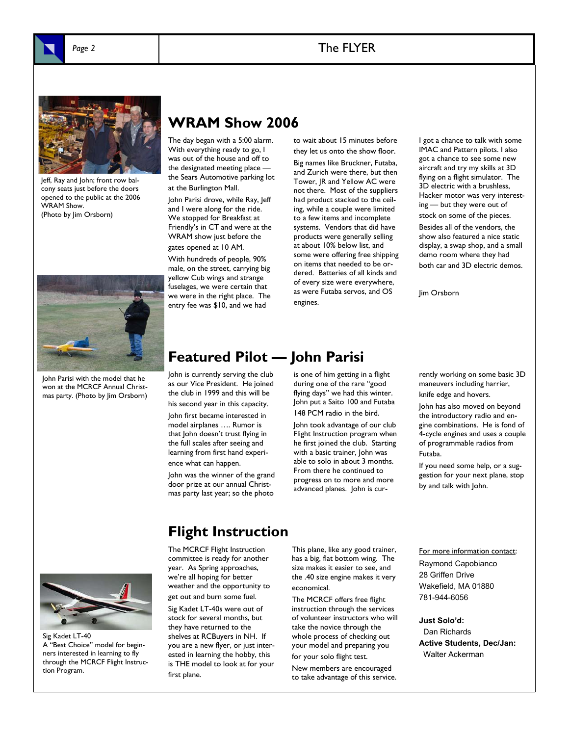Jeff, Ray and John; front row balcony seats just before the doors opened to the public at the 2006 WRAM Show. (Photo by Jim Orsborn)

## WRAM Show 2006

The day began with a 5:00 alarm. With everything ready to go, I was out of the house and off to the designated meeting place — the Sears Automotive parking lot at the Burlington Mall.

John Parisi drove, while Ray, Jeff and I were along for the ride. We stopped for Breakfast at Friendly's in CT and were at the WRAM show just before the gates opened at 10 AM.

With hundreds of people, 90% male, on the street, carrying big yellow Cub wings and strange fuselages, we were certain that we were in the right place. The entry fee was $10, and we had to wait about 15 minutes before they let us onto the show floor.

Big names like Bruckner, Futaba, and Zurich were there, but then Tower, JR and Yellow AC were not there. Most of the suppliers had product stacked to the ceiling, while a couple were limited to a few items and incomplete systems. Vendors that did have products were generally selling at about 10% below list, and some were offering free shipping on items that needed to be ordered. Batteries of all kinds and of every size were everywhere, as were Futaba servos, and OS engines.

I got a chance to talk with some IMAC and Pattern pilots. I also got a chance to see some new aircraft and try my skills at 3D flying on a flight simulator. The 3D electric with a brushless, Hacker motor was very interesting — but they were out of stock on some of the pieces.

Besides all of the vendors, the show also featured a nice static display, a swap shop, and a small demo room where they had both car and 3D electric demos.

Jim Orsborn

John Parisi with the model that he won at the MCRCF Annual Christmas party. (Photo by Jim Orsborn)

## Featured Pilot — John Parisi

John is currently serving the club as our Vice President. He joined the club in 1999 and this will be his second year in this capacity.

John first became interested in model airplanes …. Rumor is that John doesn't trust flying in the full scales after seeing and learning from first hand experience what can happen.

John was the winner of the grand door prize at our annual Christmas party last year; so the photo is one of him getting in a flight during one of the rare "good flying days" we had this winter. John put a Saito 100 and Futaba 148 PCM radio in the bird.

John took advantage of our club Flight Instruction program when he first joined the club. Starting with a basic trainer, John was able to solo in about 3 months. From there he continued to progress on to more and more advanced planes. John is currently working on some basic 3D maneuvers including harrier, knife edge and hovers.

John has also moved on beyond the introductory radio and engine combinations. He is fond of 4-cycle engines and uses a couple of programmable radios from Futaba.

If you need some help, or a suggestion for your next plane, stop by and talk with John.

Sig Kadet LT-40
A "Best Choice" model for beginners interested in learning to fly through the MCRCF Flight Instruction Program.

## Flight Instruction

The MCRCF Flight Instruction committee is ready for another year. As Spring approaches, we're all hoping for better weather and the opportunity to get out and burn some fuel.

Sig Kadet LT-40s were out of stock for several months, but they have returned to the shelves at RCBuyers in NH. If you are a new flyer, or just interested in learning the hobby, this is THE model to look at for your first plane.

This plane, like any good trainer, has a big, flat bottom wing. The size makes it easier to see, and the .40 size engine makes it very economical.

The MCRCF offers free flight instruction through the services of volunteer instructors who will take the novice through the whole process of checking out your model and preparing you for your solo flight test.

New members are encouraged to take advantage of this service.

For more information contact:
Raymond Capobianco
28 Griffen Drive
Wakefield, MA 01880
781-944-6056

**Just Solo'd:**
Dan Richards

**Active Students, Dec/Jan:**
Walter Ackerman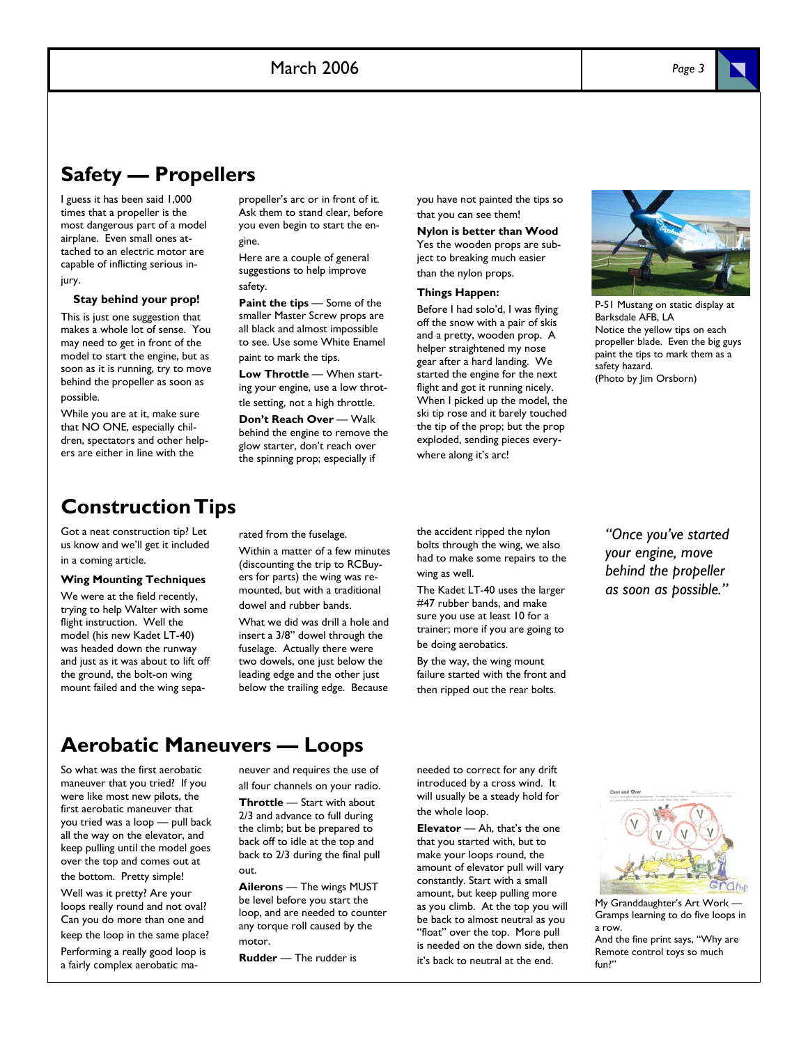## Safety — Propellers

I guess it has been said 1,000 times that a propeller is the most dangerous part of a model airplane. Even small ones attached to an electric motor are capable of inflicting serious injury.

**Stay behind your prop!**

This is just one suggestion that makes a whole lot of sense. You may need to get in front of the model to start the engine, but as soon as it is running, try to move behind the propeller as soon as possible.

While you are at it, make sure that NO ONE, especially children, spectators and other helpers are either in line with the propeller's arc or in front of it. Ask them to stand clear, before you even begin to start the engine.

Here are a couple of general suggestions to help improve safety.

**Paint the tips** — Some of the smaller Master Screw props are all black and almost impossible to see. Use some White Enamel paint to mark the tips.

**Low Throttle** — When starting your engine, use a low throttle setting, not a high throttle.

**Don't Reach Over** — Walk behind the engine to remove the glow starter, don't reach over the spinning prop; especially if you have not painted the tips so that you can see them!

**Nylon is better than Wood**

Yes the wooden props are subject to breaking much easier than the nylon props.

**Things Happen:**

Before I had solo'd, I was flying off the snow with a pair of skis and a pretty, wooden prop. A helper straightened my nose gear after a hard landing. We started the engine for the next flight and got it running nicely. When I picked up the model, the ski tip rose and it barely touched the tip of the prop; but the prop exploded, sending pieces everywhere along it's arc!

P-51 Mustang on static display at Barksdale AFB, LA
Notice the yellow tips on each propeller blade. Even the big guys paint the tips to mark them as a safety hazard.
(Photo by Jim Orsborn)

## Construction Tips

Got a neat construction tip? Let us know and we'll get it included in a coming article.

**Wing Mounting Techniques**

We were at the field recently, trying to help Walter with some flight instruction. Well the model (his new Kadet LT-40) was headed down the runway and just as it was about to lift off the ground, the bolt-on wing mount failed and the wing separated from the fuselage.

Within a matter of a few minutes (discounting the trip to RCBuyers for parts) the wing was remounted, but with a traditional dowel and rubber bands.

What we did was drill a hole and insert a 3/8" dowel through the fuselage. Actually there were two dowels, one just below the leading edge and the other just below the trailing edge. Because the accident ripped the nylon bolts through the wing, we also had to make some repairs to the wing as well.

The Kadet LT-40 uses the larger #47 rubber bands, and make sure you use at least 10 for a trainer; more if you are going to be doing aerobatics.

By the way, the wing mount failure started with the front and then ripped out the rear bolts.

*"Once you've started your engine, move behind the propeller as soon as possible."*

## Aerobatic Maneuvers — Loops

So what was the first aerobatic maneuver that you tried? If you were like most new pilots, the first aerobatic maneuver that you tried was a loop — pull back all the way on the elevator, and keep pulling until the model goes over the top and comes out at the bottom. Pretty simple!

Well was it pretty? Are your loops really round and not oval? Can you do more than one and keep the loop in the same place?

Performing a really good loop is a fairly complex aerobatic maneuver and requires the use of all four channels on your radio.

**Throttle** — Start with about 2/3 and advance to full during the climb; but be prepared to back off to idle at the top and back to 2/3 during the final pull out.

**Ailerons** — The wings MUST be level before you start the loop, and are needed to counter any torque roll caused by the motor.

**Rudder** — The rudder is needed to correct for any drift introduced by a cross wind. It will usually be a steady hold for the whole loop.

**Elevator** — Ah, that's the one that you started with, but to make your loops round, the amount of elevator pull will vary constantly. Start with a small amount, but keep pulling more as you climb. At the top you will be back to almost neutral as you "float" over the top. More pull is needed on the down side, then it's back to neutral at the end.

My Granddaughter's Art Work — Gramps learning to do five loops in a row.
And the fine print says, "Why are Remote control toys so much fun?"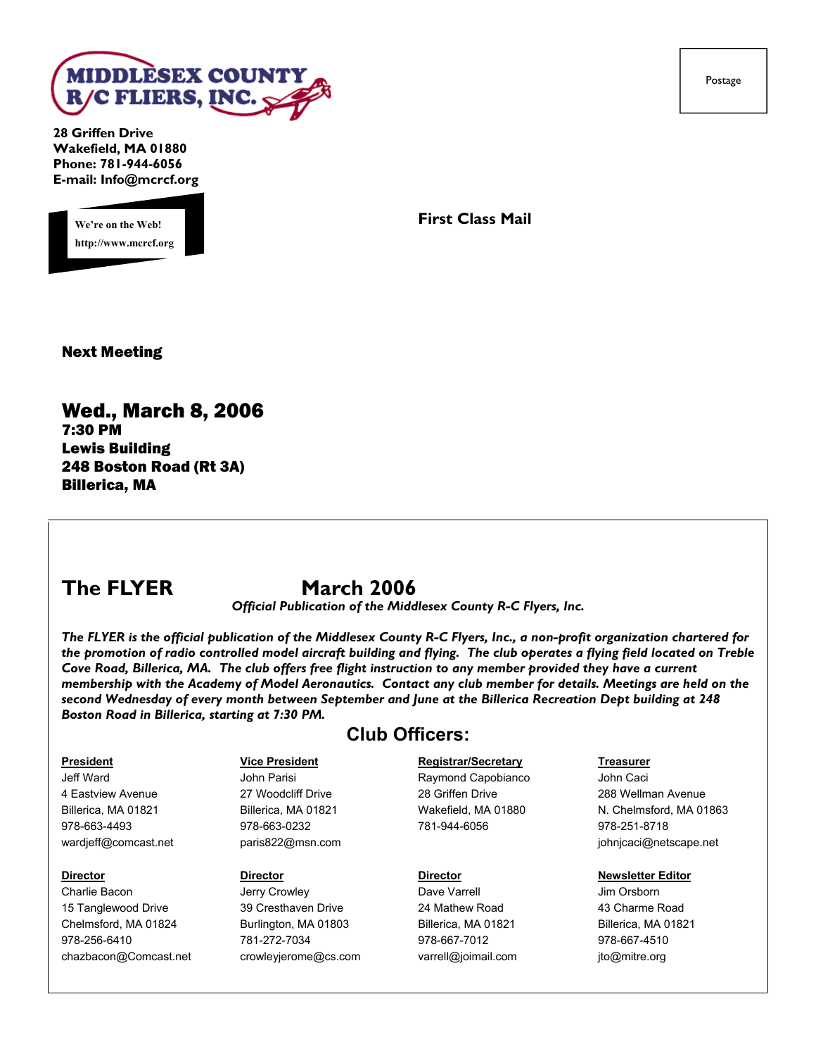**MIDDLESEX COUNTY R/C FLIERS, INC.**

**28 Griffen Drive**
**Wakefield, MA 01880**
**Phone: 781-944-6056**
**E-mail: Info@mcrcf.org**

**We're on the Web!**
**http://www.mcrcf.org**

Postage

**First Class Mail**

**Next Meeting**

## Wed., March 8, 2006

**7:30 PM**
**Lewis Building**
**248 Boston Road (Rt 3A)**
**Billerica, MA**

## The FLYER March 2006

*Official Publication of the Middlesex County R-C Flyers, Inc.*

***The FLYER is the official publication of the Middlesex County R-C Flyers, Inc., a non-profit organization chartered for the promotion of radio controlled model aircraft building and flying. The club operates a flying field located on Treble Cove Road, Billerica, MA. The club offers free flight instruction to any member provided they have a current membership with the Academy of Model Aeronautics. Contact any club member for details. Meetings are held on the second Wednesday of every month between September and June at the Billerica Recreation Dept building at 248 Boston Road in Billerica, starting at 7:30 PM.***

## Club Officers:

**President**
Jeff Ward
4 Eastview Avenue
Billerica, MA 01821
978-663-4493
wardjeff@comcast.net

**Vice President**
John Parisi
27 Woodcliff Drive
Billerica, MA 01821
978-663-0232
paris822@msn.com

**Registrar/Secretary**
Raymond Capobianco
28 Griffen Drive
Wakefield, MA 01880
781-944-6056

**Treasurer**
John Caci
288 Wellman Avenue
N. Chelmsford, MA 01863
978-251-8718
johnjcaci@netscape.net

**Director**
Charlie Bacon
15 Tanglewood Drive
Chelmsford, MA 01824
978-256-6410
chazbacon@Comcast.net

**Director**
Jerry Crowley
39 Cresthaven Drive
Burlington, MA 01803
781-272-7034
crowleyjerome@cs.com

**Director**
Dave Varrell
24 Mathew Road
Billerica, MA 01821
978-667-7012
varrell@joimail.com

**Newsletter Editor**
Jim Orsborn
43 Charme Road
Billerica, MA 01821
978-667-4510
jto@mitre.org